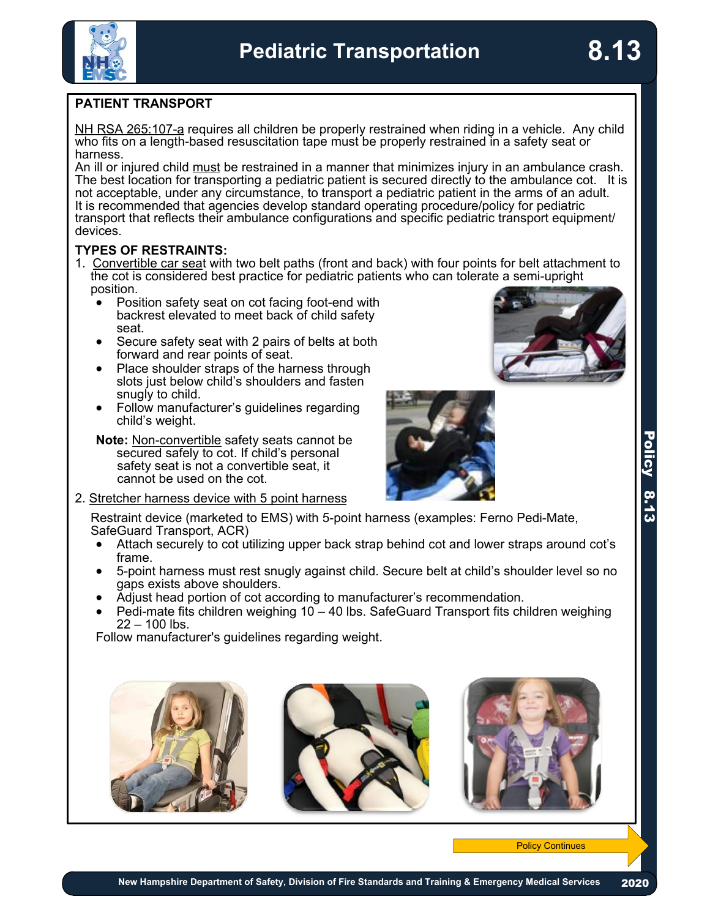# Pediatric Transportation 8.13

## PATIENT TRANSPORT

NH RSA 265:107-a requires all children be properly restrained when riding in a vehicle. Any child who fits on a length-based resuscitation tape must be properly restrained in a safety seat or harness.

An ill or injured child must be restrained in a manner that minimizes injury in an ambulance crash. The best location for transporting a pediatric patient is secured directly to the ambulance cot. It is not acceptable, under any circumstance, to transport a pediatric patient in the arms of an adult.

It is recommended that agencies develop standard operating procedure/policy for pediatric transport that reflects their ambulance configurations and specific pediatric transport equipment/ devices.

**TYPES OF RESTRAINTS:**

1. Convertible car seat with two belt paths (front and back) with four points for belt attachment to the cot is considered best practice for pediatric patients who can tolerate a semi-upright position.
   - Position safety seat on cot facing foot-end with backrest elevated to meet back of child safety seat.
   - Secure safety seat with 2 pairs of belts at both forward and rear points of seat.
   - Place shoulder straps of the harness through slots just below child's shoulders and fasten snugly to child.
   - Follow manufacturer's guidelines regarding child's weight.

   **Note:** Non-convertible safety seats cannot be secured safely to cot. If child's personal safety seat is not a convertible seat, it cannot be used on the cot.

2. Stretcher harness device with 5 point harness

   Restraint device (marketed to EMS) with 5-point harness (examples: Ferno Pedi-Mate, SafeGuard Transport, ACR)
   - Attach securely to cot utilizing upper back strap behind cot and lower straps around cot's frame.
   - 5-point harness must rest snugly against child. Secure belt at child's shoulder level so no gaps exists above shoulders.
   - Adjust head portion of cot according to manufacturer's recommendation.
   - Pedi-mate fits children weighing 10 – 40 lbs. SafeGuard Transport fits children weighing 22 – 100 lbs.

   Follow manufacturer's guidelines regarding weight.

Policy Continues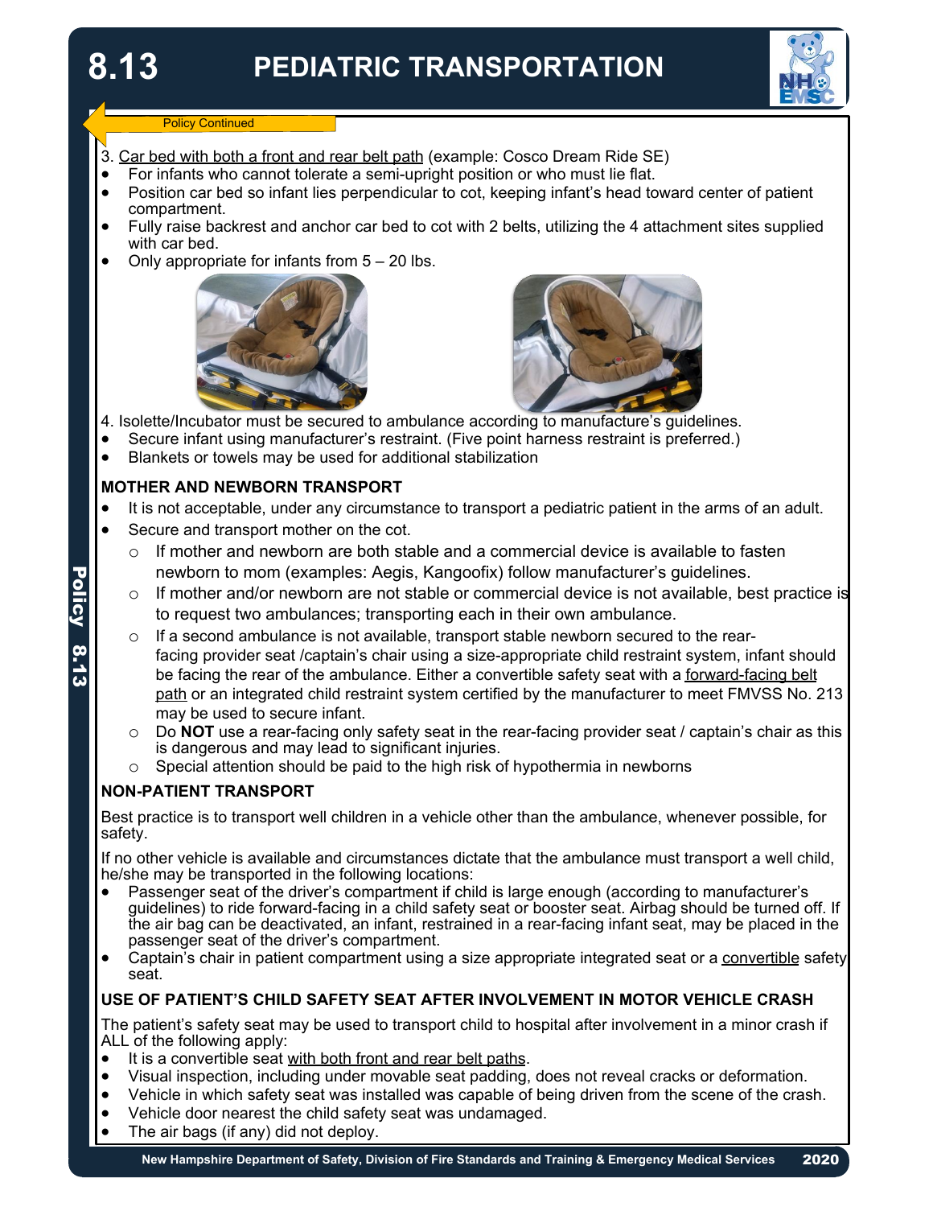# 8.13 PEDIATRIC TRANSPORTATION

Policy Continued

3. <u>Car bed with both a front and rear belt path</u> (example: Cosco Dream Ride SE)

- For infants who cannot tolerate a semi-upright position or who must lie flat.
- Position car bed so infant lies perpendicular to cot, keeping infant's head toward center of patient compartment.
- Fully raise backrest and anchor car bed to cot with 2 belts, utilizing the 4 attachment sites supplied with car bed.
- Only appropriate for infants from 5 – 20 lbs.

4. Isolette/Incubator must be secured to ambulance according to manufacture's guidelines.

- Secure infant using manufacturer's restraint. (Five point harness restraint is preferred.)
- Blankets or towels may be used for additional stabilization

**MOTHER AND NEWBORN TRANSPORT**

- It is not acceptable, under any circumstance to transport a pediatric patient in the arms of an adult.
- Secure and transport mother on the cot.
  - If mother and newborn are both stable and a commercial device is available to fasten newborn to mom (examples: Aegis, Kangoofix) follow manufacturer's guidelines.
  - If mother and/or newborn are not stable or commercial device is not available, best practice is to request two ambulances; transporting each in their own ambulance.
  - If a second ambulance is not available, transport stable newborn secured to the rear-facing provider seat /captain's chair using a size-appropriate child restraint system, infant should be facing the rear of the ambulance. Either a convertible safety seat with a <u>forward-facing belt path</u> or an integrated child restraint system certified by the manufacturer to meet FMVSS No. 213 may be used to secure infant.
  - Do **NOT** use a rear-facing only safety seat in the rear-facing provider seat / captain's chair as this is dangerous and may lead to significant injuries.
  - Special attention should be paid to the high risk of hypothermia in newborns

**NON-PATIENT TRANSPORT**

Best practice is to transport well children in a vehicle other than the ambulance, whenever possible, for safety.

If no other vehicle is available and circumstances dictate that the ambulance must transport a well child, he/she may be transported in the following locations:

- Passenger seat of the driver's compartment if child is large enough (according to manufacturer's guidelines) to ride forward-facing in a child safety seat or booster seat. Airbag should be turned off. If the air bag can be deactivated, an infant, restrained in a rear-facing infant seat, may be placed in the passenger seat of the driver's compartment.
- Captain's chair in patient compartment using a size appropriate integrated seat or a <u>convertible</u> safety seat.

**USE OF PATIENT'S CHILD SAFETY SEAT AFTER INVOLVEMENT IN MOTOR VEHICLE CRASH**

The patient's safety seat may be used to transport child to hospital after involvement in a minor crash if ALL of the following apply:

- It is a convertible seat <u>with both front and rear belt paths</u>.
- Visual inspection, including under movable seat padding, does not reveal cracks or deformation.
- Vehicle in which safety seat was installed was capable of being driven from the scene of the crash.
- Vehicle door nearest the child safety seat was undamaged.
- The air bags (if any) did not deploy.